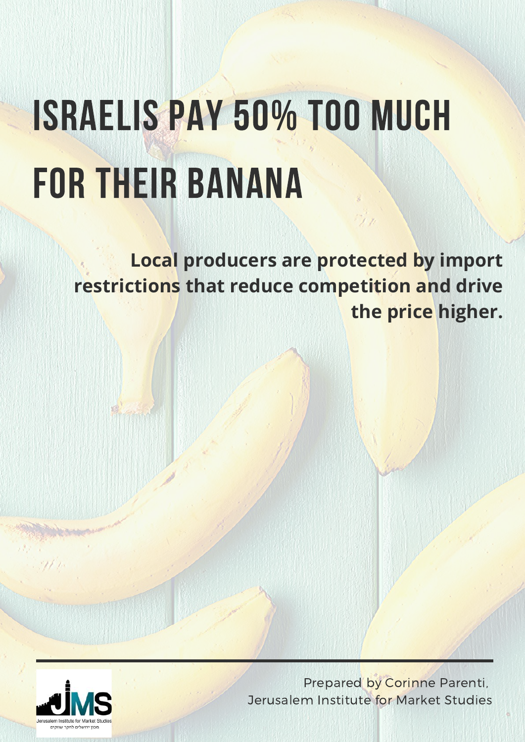# ISRAELIS PAY 50% TOO MUCH FOR THEIR BANANA

**Local producers are protected by import restrictions that reduce competition and drive the price higher.**

Prepared by Corinne Parenti,
Jerusalem Institute for Market Studies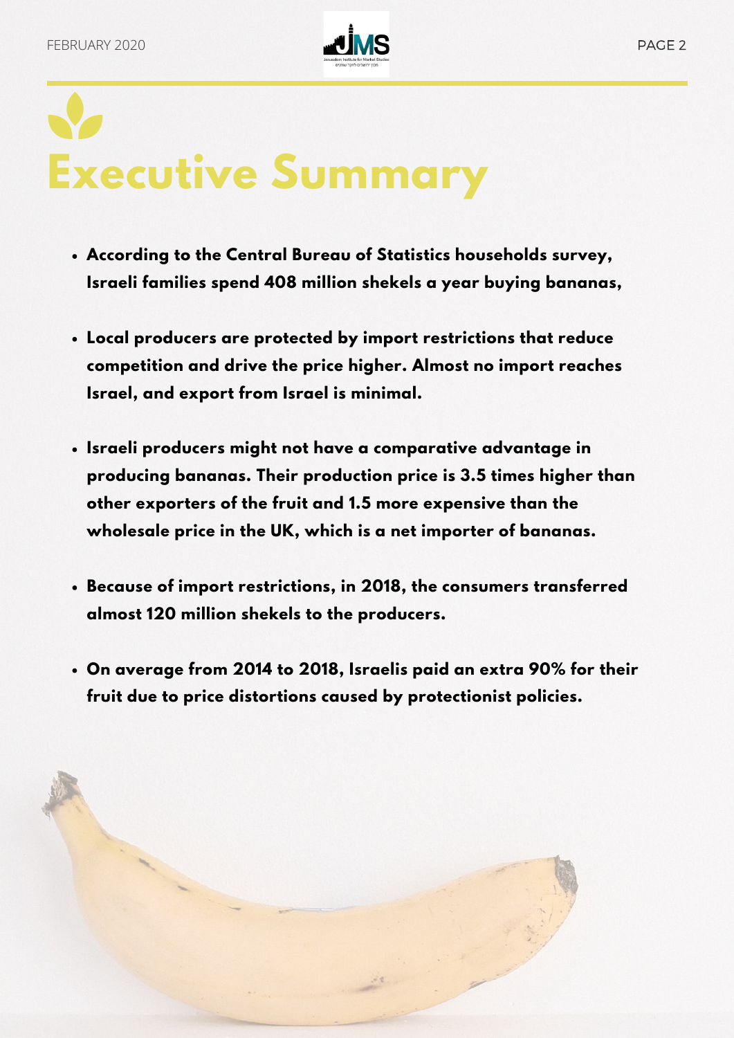# Executive Summary

- **According to the Central Bureau of Statistics households survey, Israeli families spend 408 million shekels a year buying bananas,**
- **Local producers are protected by import restrictions that reduce competition and drive the price higher. Almost no import reaches Israel, and export from Israel is minimal.**
- **Israeli producers might not have a comparative advantage in producing bananas. Their production price is 3.5 times higher than other exporters of the fruit and 1.5 more expensive than the wholesale price in the UK, which is a net importer of bananas.**
- **Because of import restrictions, in 2018, the consumers transferred almost 120 million shekels to the producers.**
- **On average from 2014 to 2018, Israelis paid an extra 90% for their fruit due to price distortions caused by protectionist policies.**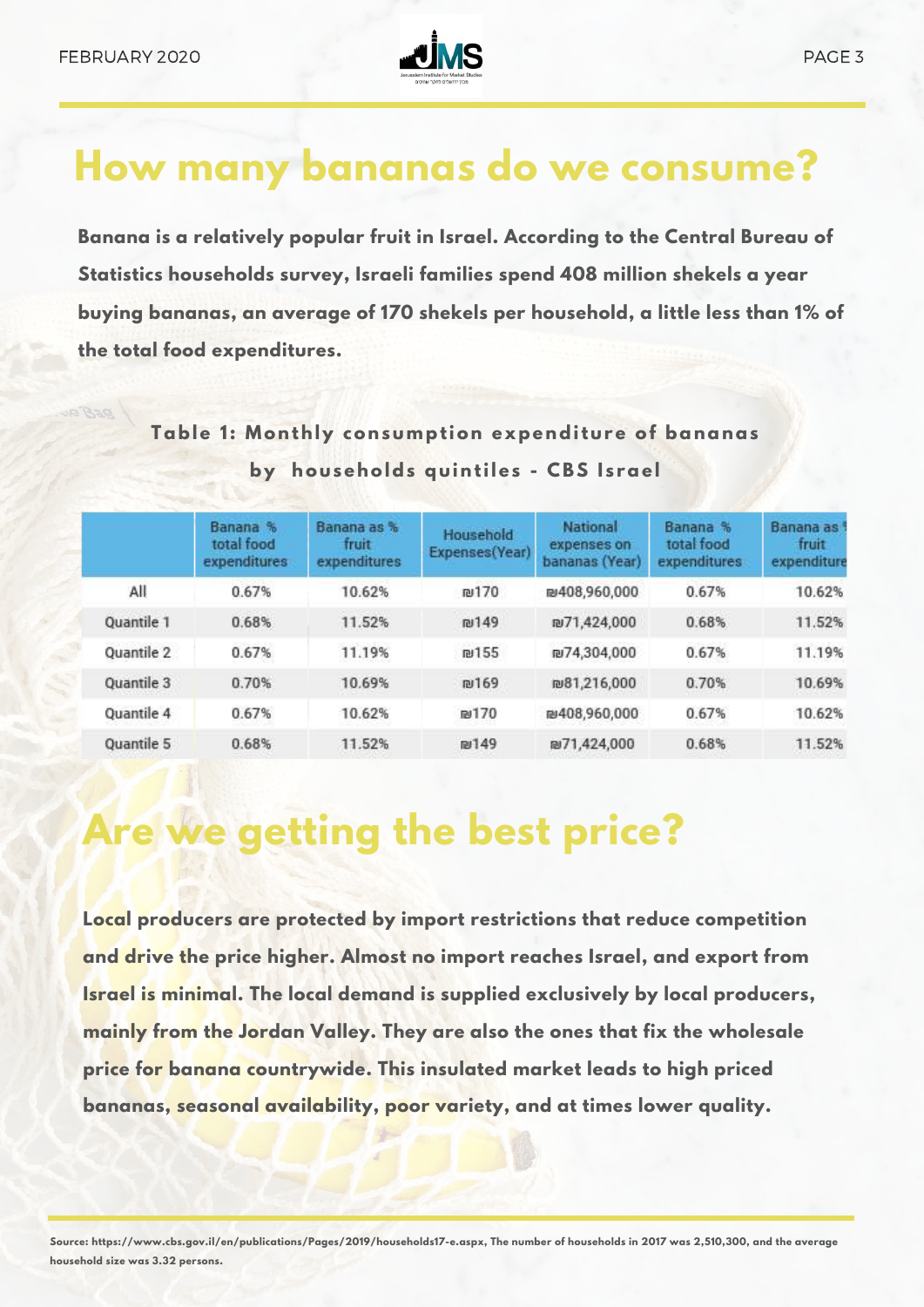# How many bananas do we consume?

**Banana is a relatively popular fruit in Israel. According to the Central Bureau of Statistics households survey, Israeli families spend 408 million shekels a year buying bananas, an average of 170 shekels per household, a little less than 1% of the total food expenditures.**

**Table 1: Monthly consumption expenditure of bananas by households quintiles - CBS Israel**

| | Banana % total food expenditures | Banana as % fruit expenditures | Household Expenses(Year) | National expenses on bananas (Year) | Banana % total food expenditures | Banana as % fruit expenditure |
|---|---|---|---|---|---|---|
| All | 0.67% | 10.62% | ₪170 | ₪408,960,000 | 0.67% | 10.62% |
| Quantile 1 | 0.68% | 11.52% | ₪149 | ₪71,424,000 | 0.68% | 11.52% |
| Quantile 2 | 0.67% | 11.19% | ₪155 | ₪74,304,000 | 0.67% | 11.19% |
| Quantile 3 | 0.70% | 10.69% | ₪169 | ₪81,216,000 | 0.70% | 10.69% |
| Quantile 4 | 0.67% | 10.62% | ₪170 | ₪408,960,000 | 0.67% | 10.62% |
| Quantile 5 | 0.68% | 11.52% | ₪149 | ₪71,424,000 | 0.68% | 11.52% |

# Are we getting the best price?

**Local producers are protected by import restrictions that reduce competition and drive the price higher. Almost no import reaches Israel, and export from Israel is minimal. The local demand is supplied exclusively by local producers, mainly from the Jordan Valley. They are also the ones that fix the wholesale price for banana countrywide. This insulated market leads to high priced bananas, seasonal availability, poor variety, and at times lower quality.**

**Source: https://www.cbs.gov.il/en/publications/Pages/2019/households17-e.aspx, The number of households in 2017 was 2,510,300, and the average household size was 3.32 persons.**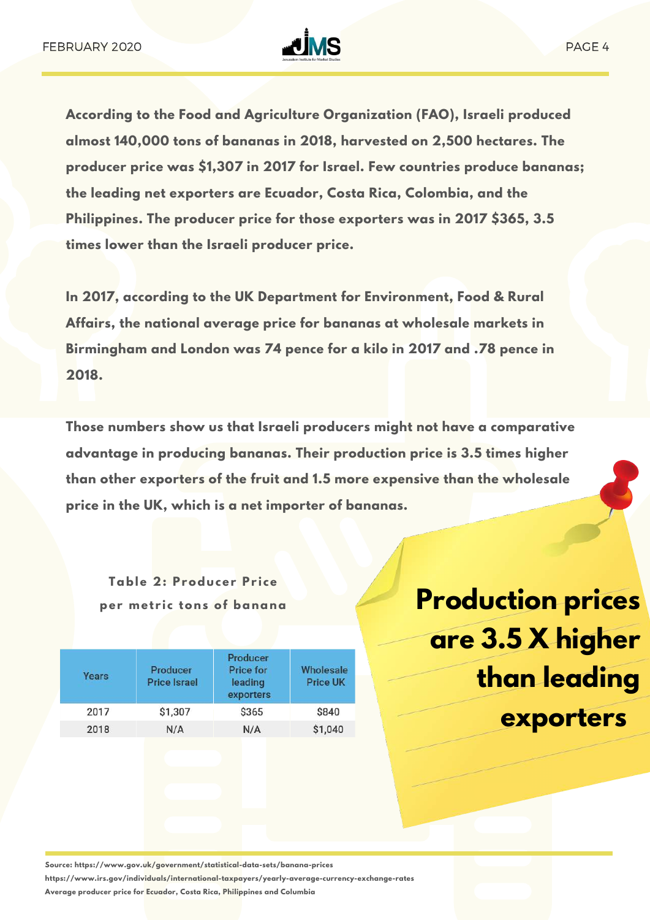**According to the Food and Agriculture Organization (FAO), Israeli produced almost 140,000 tons of bananas in 2018, harvested on 2,500 hectares. The producer price was $1,307 in 2017 for Israel. Few countries produce bananas; the leading net exporters are Ecuador, Costa Rica, Colombia, and the Philippines. The producer price for those exporters was in 2017 $365, 3.5 times lower than the Israeli producer price.**

**In 2017, according to the UK Department for Environment, Food & Rural Affairs, the national average price for bananas at wholesale markets in Birmingham and London was 74 pence for a kilo in 2017 and .78 pence in 2018.**

**Those numbers show us that Israeli producers might not have a comparative advantage in producing bananas. Their production price is 3.5 times higher than other exporters of the fruit and 1.5 more expensive than the wholesale price in the UK, which is a net importer of bananas.**

**Table 2: Producer Price per metric tons of banana**

| Years | Producer Price Israel | Producer Price for leading exporters | Wholesale Price UK |
|---|---|---|---|
| 2017 | $1,307 | $365 | $840 |
| 2018 | N/A | N/A | $1,040 |

**Production prices are 3.5 X higher than leading exporters**

**Source: https://www.gov.uk/government/statistical-data-sets/banana-prices**
**https://www.irs.gov/individuals/international-taxpayers/yearly-average-currency-exchange-rates**
**Average producer price for Ecuador, Costa Rica, Philippines and Columbia**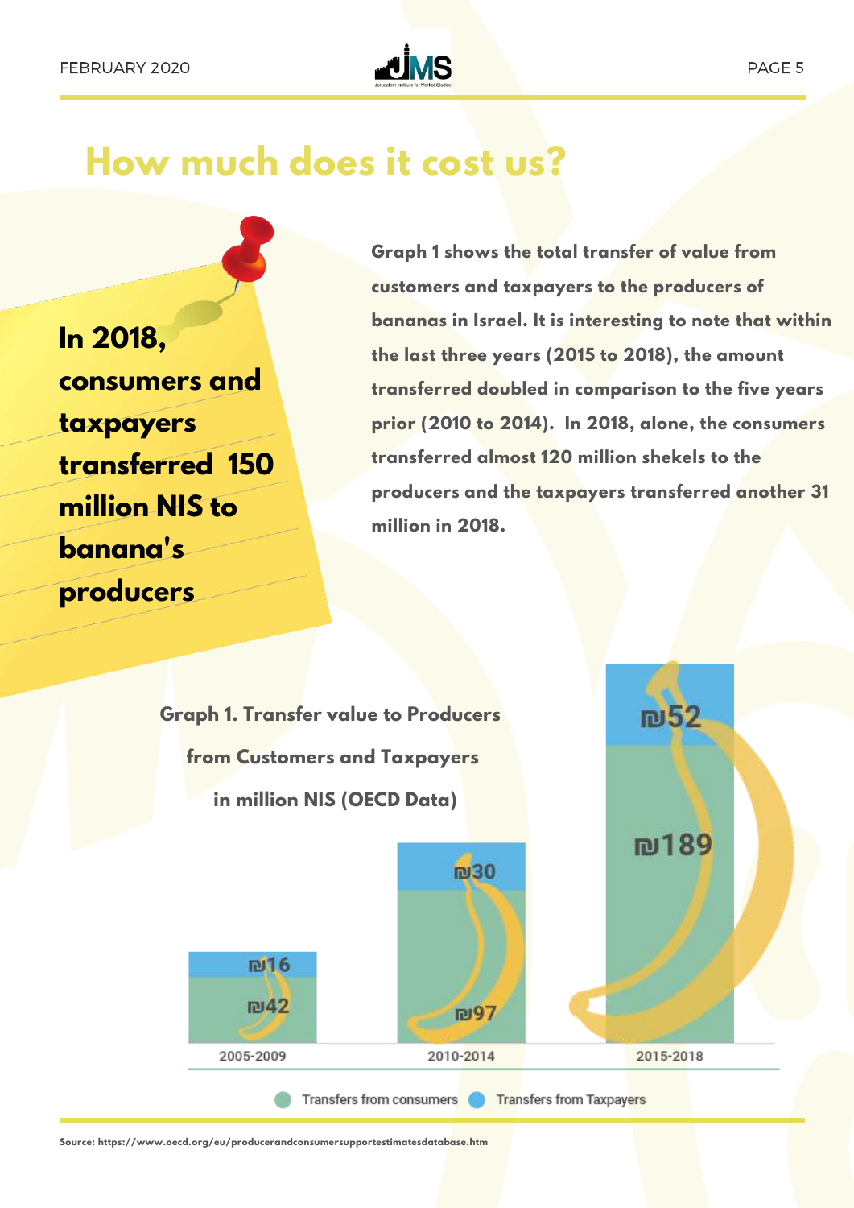# How much does it cost us?

**In 2018, consumers and taxpayers transferred 150 million NIS to banana's producers**

**Graph 1 shows the total transfer of value from customers and taxpayers to the producers of bananas in Israel. It is interesting to note that within the last three years (2015 to 2018), the amount transferred doubled in comparison to the five years prior (2010 to 2014). In 2018, alone, the consumers transferred almost 120 million shekels to the producers and the taxpayers transferred another 31 million in 2018.**

**Graph 1. Transfer value to Producers from Customers and Taxpayers in million NIS (OECD Data)**

| Period | Transfers from consumers | Transfers from Taxpayers |
|---|---|---|
| 2005-2009 | ₪42 | ₪16 |
| 2010-2014 | ₪97 | ₪30 |
| 2015-2018 | ₪189 | ₪52 |

Source: https://www.oecd.org/eu/producerandconsumersupportestimatesdatabase.htm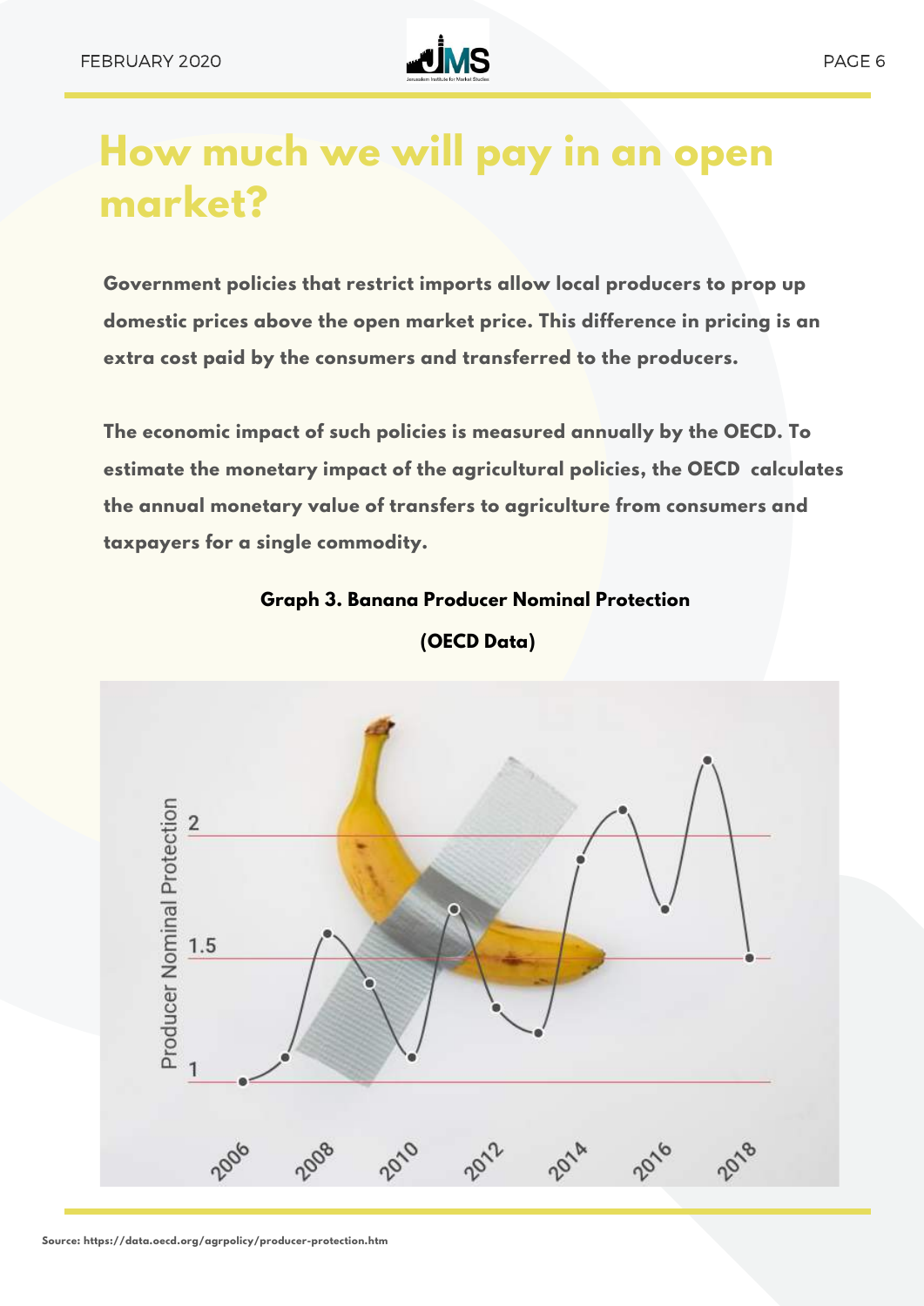# How much we will pay in an open market?

**Government policies that restrict imports allow local producers to prop up domestic prices above the open market price. This difference in pricing is an extra cost paid by the consumers and transferred to the producers.**

**The economic impact of such policies is measured annually by the OECD. To estimate the monetary impact of the agricultural policies, the OECD calculates the annual monetary value of transfers to agriculture from consumers and taxpayers for a single commodity.**

**Graph 3. Banana Producer Nominal Protection**

**(OECD Data)**

**Source: https://data.oecd.org/agrpolicy/producer-protection.htm**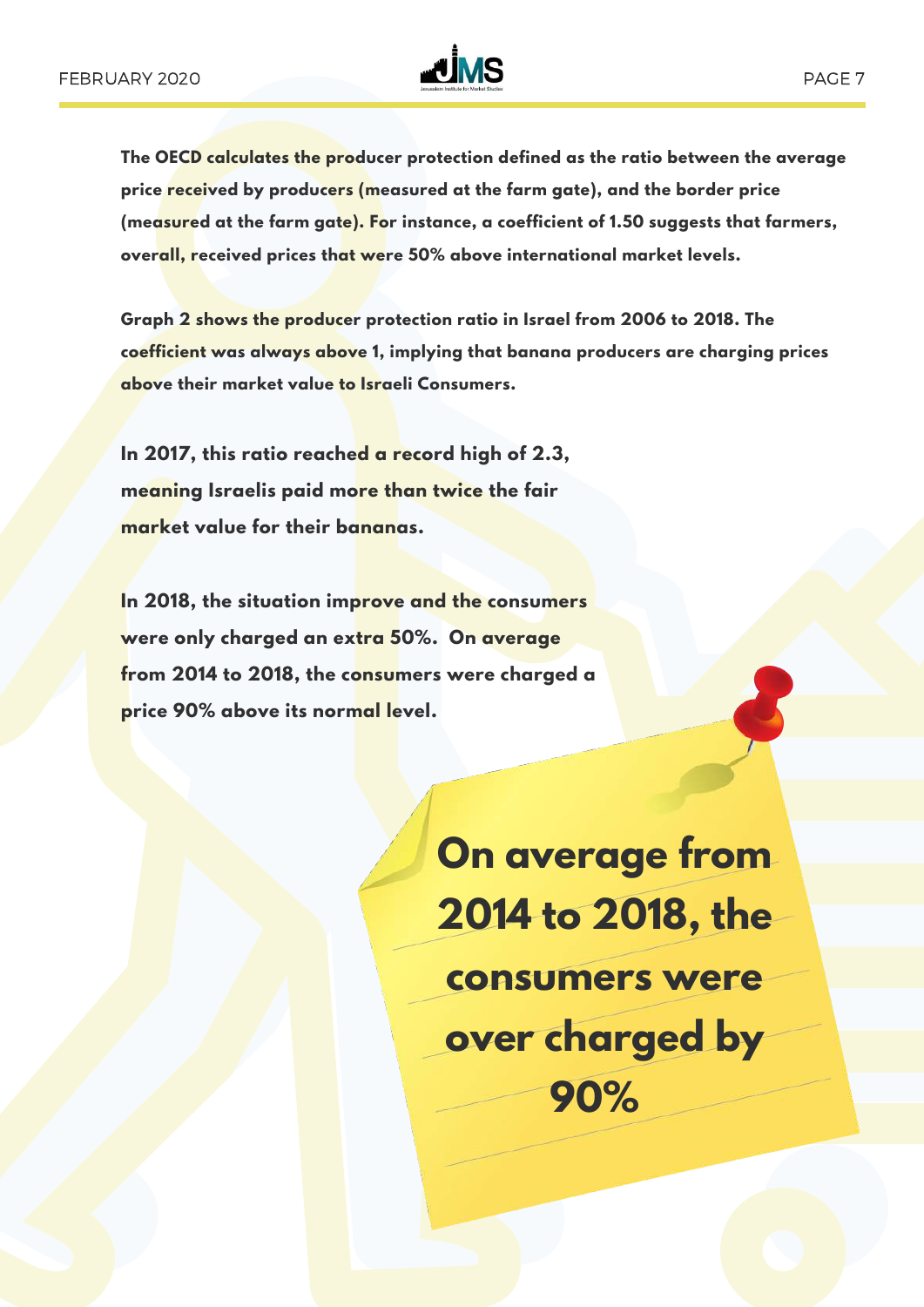**The OECD calculates the producer protection defined as the ratio between the average price received by producers (measured at the farm gate), and the border price (measured at the farm gate). For instance, a coefficient of 1.50 suggests that farmers, overall, received prices that were 50% above international market levels.**

**Graph 2 shows the producer protection ratio in Israel from 2006 to 2018. The coefficient was always above 1, implying that banana producers are charging prices above their market value to Israeli Consumers.**

**In 2017, this ratio reached a record high of 2.3, meaning Israelis paid more than twice the fair market value for their bananas.**

**In 2018, the situation improve and the consumers were only charged an extra 50%. On average from 2014 to 2018, the consumers were charged a price 90% above its normal level.**

**On average from 2014 to 2018, the consumers were over charged by 90%**